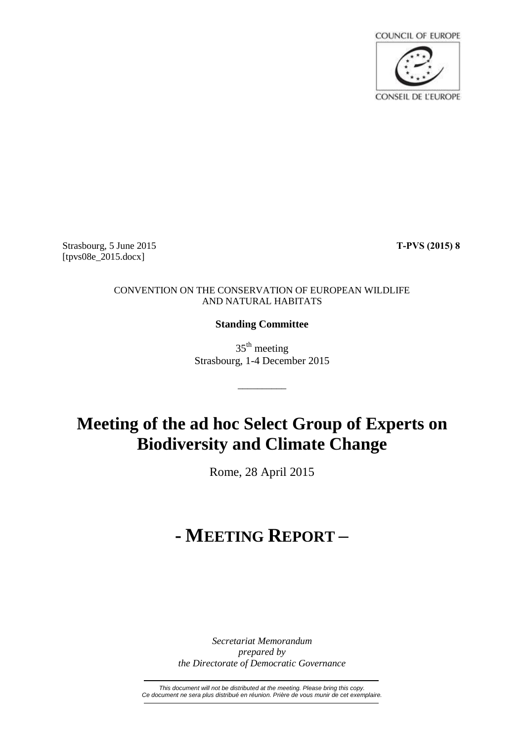COUNCIL OF EUROPE

CONSEIL DE L'EUROPE

Strasbourg, 5 June 2015 **T-PVS (2015) 8**
[tpvs08e_2015.docx]

CONVENTION ON THE CONSERVATION OF EUROPEAN WILDLIFE AND NATURAL HABITATS

**Standing Committee**

35th meeting
Strasbourg, 1-4 December 2015

# Meeting of the ad hoc Select Group of Experts on Biodiversity and Climate Change

Rome, 28 April 2015

# - MEETING REPORT –

*Secretariat Memorandum*
*prepared by*
*the Directorate of Democratic Governance*

*This document will not be distributed at the meeting. Please bring this copy.*
*Ce document ne sera plus distribué en réunion. Prière de vous munir de cet exemplaire.*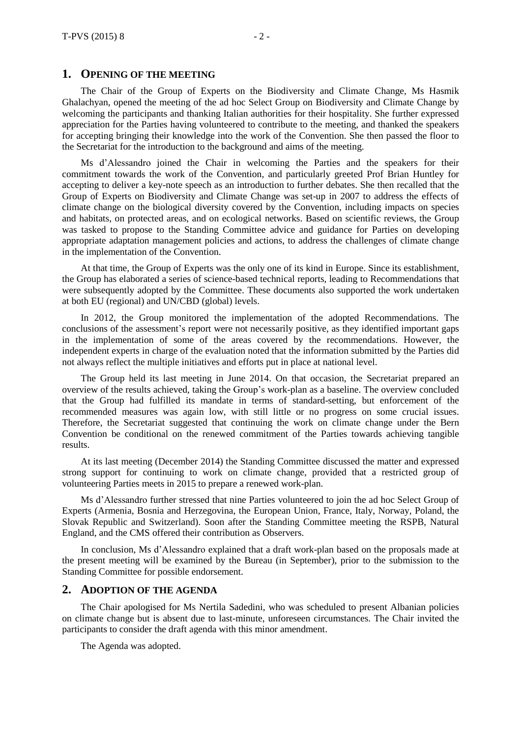## 1. OPENING OF THE MEETING

The Chair of the Group of Experts on the Biodiversity and Climate Change, Ms Hasmik Ghalachyan, opened the meeting of the ad hoc Select Group on Biodiversity and Climate Change by welcoming the participants and thanking Italian authorities for their hospitality. She further expressed appreciation for the Parties having volunteered to contribute to the meeting, and thanked the speakers for accepting bringing their knowledge into the work of the Convention. She then passed the floor to the Secretariat for the introduction to the background and aims of the meeting.

Ms d'Alessandro joined the Chair in welcoming the Parties and the speakers for their commitment towards the work of the Convention, and particularly greeted Prof Brian Huntley for accepting to deliver a key-note speech as an introduction to further debates. She then recalled that the Group of Experts on Biodiversity and Climate Change was set-up in 2007 to address the effects of climate change on the biological diversity covered by the Convention, including impacts on species and habitats, on protected areas, and on ecological networks. Based on scientific reviews, the Group was tasked to propose to the Standing Committee advice and guidance for Parties on developing appropriate adaptation management policies and actions, to address the challenges of climate change in the implementation of the Convention.

At that time, the Group of Experts was the only one of its kind in Europe. Since its establishment, the Group has elaborated a series of science-based technical reports, leading to Recommendations that were subsequently adopted by the Committee. These documents also supported the work undertaken at both EU (regional) and UN/CBD (global) levels.

In 2012, the Group monitored the implementation of the adopted Recommendations. The conclusions of the assessment's report were not necessarily positive, as they identified important gaps in the implementation of some of the areas covered by the recommendations. However, the independent experts in charge of the evaluation noted that the information submitted by the Parties did not always reflect the multiple initiatives and efforts put in place at national level.

The Group held its last meeting in June 2014. On that occasion, the Secretariat prepared an overview of the results achieved, taking the Group's work-plan as a baseline. The overview concluded that the Group had fulfilled its mandate in terms of standard-setting, but enforcement of the recommended measures was again low, with still little or no progress on some crucial issues. Therefore, the Secretariat suggested that continuing the work on climate change under the Bern Convention be conditional on the renewed commitment of the Parties towards achieving tangible results.

At its last meeting (December 2014) the Standing Committee discussed the matter and expressed strong support for continuing to work on climate change, provided that a restricted group of volunteering Parties meets in 2015 to prepare a renewed work-plan.

Ms d'Alessandro further stressed that nine Parties volunteered to join the ad hoc Select Group of Experts (Armenia, Bosnia and Herzegovina, the European Union, France, Italy, Norway, Poland, the Slovak Republic and Switzerland). Soon after the Standing Committee meeting the RSPB, Natural England, and the CMS offered their contribution as Observers.

In conclusion, Ms d'Alessandro explained that a draft work-plan based on the proposals made at the present meeting will be examined by the Bureau (in September), prior to the submission to the Standing Committee for possible endorsement.

## 2. ADOPTION OF THE AGENDA

The Chair apologised for Ms Nertila Sadedini, who was scheduled to present Albanian policies on climate change but is absent due to last-minute, unforeseen circumstances. The Chair invited the participants to consider the draft agenda with this minor amendment.

The Agenda was adopted.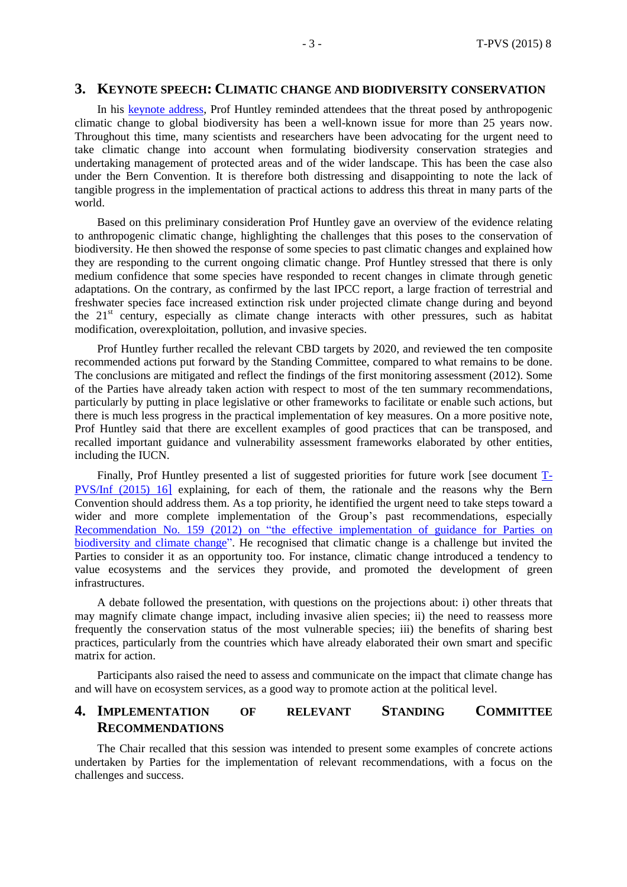## 3. KEYNOTE SPEECH: CLIMATIC CHANGE AND BIODIVERSITY CONSERVATION

In his keynote address, Prof Huntley reminded attendees that the threat posed by anthropogenic climatic change to global biodiversity has been a well-known issue for more than 25 years now. Throughout this time, many scientists and researchers have been advocating for the urgent need to take climatic change into account when formulating biodiversity conservation strategies and undertaking management of protected areas and of the wider landscape. This has been the case also under the Bern Convention. It is therefore both distressing and disappointing to note the lack of tangible progress in the implementation of practical actions to address this threat in many parts of the world.

Based on this preliminary consideration Prof Huntley gave an overview of the evidence relating to anthropogenic climatic change, highlighting the challenges that this poses to the conservation of biodiversity. He then showed the response of some species to past climatic changes and explained how they are responding to the current ongoing climatic change. Prof Huntley stressed that there is only medium confidence that some species have responded to recent changes in climate through genetic adaptations. On the contrary, as confirmed by the last IPCC report, a large fraction of terrestrial and freshwater species face increased extinction risk under projected climate change during and beyond the 21st century, especially as climate change interacts with other pressures, such as habitat modification, overexploitation, pollution, and invasive species.

Prof Huntley further recalled the relevant CBD targets by 2020, and reviewed the ten composite recommended actions put forward by the Standing Committee, compared to what remains to be done. The conclusions are mitigated and reflect the findings of the first monitoring assessment (2012). Some of the Parties have already taken action with respect to most of the ten summary recommendations, particularly by putting in place legislative or other frameworks to facilitate or enable such actions, but there is much less progress in the practical implementation of key measures. On a more positive note, Prof Huntley said that there are excellent examples of good practices that can be transposed, and recalled important guidance and vulnerability assessment frameworks elaborated by other entities, including the IUCN.

Finally, Prof Huntley presented a list of suggested priorities for future work [see document T-PVS/Inf (2015) 16] explaining, for each of them, the rationale and the reasons why the Bern Convention should address them. As a top priority, he identified the urgent need to take steps toward a wider and more complete implementation of the Group's past recommendations, especially Recommendation No. 159 (2012) on "the effective implementation of guidance for Parties on biodiversity and climate change". He recognised that climatic change is a challenge but invited the Parties to consider it as an opportunity too. For instance, climatic change introduced a tendency to value ecosystems and the services they provide, and promoted the development of green infrastructures.

A debate followed the presentation, with questions on the projections about: i) other threats that may magnify climate change impact, including invasive alien species; ii) the need to reassess more frequently the conservation status of the most vulnerable species; iii) the benefits of sharing best practices, particularly from the countries which have already elaborated their own smart and specific matrix for action.

Participants also raised the need to assess and communicate on the impact that climate change has and will have on ecosystem services, as a good way to promote action at the political level.

## 4. IMPLEMENTATION OF RELEVANT STANDING COMMITTEE RECOMMENDATIONS

The Chair recalled that this session was intended to present some examples of concrete actions undertaken by Parties for the implementation of relevant recommendations, with a focus on the challenges and success.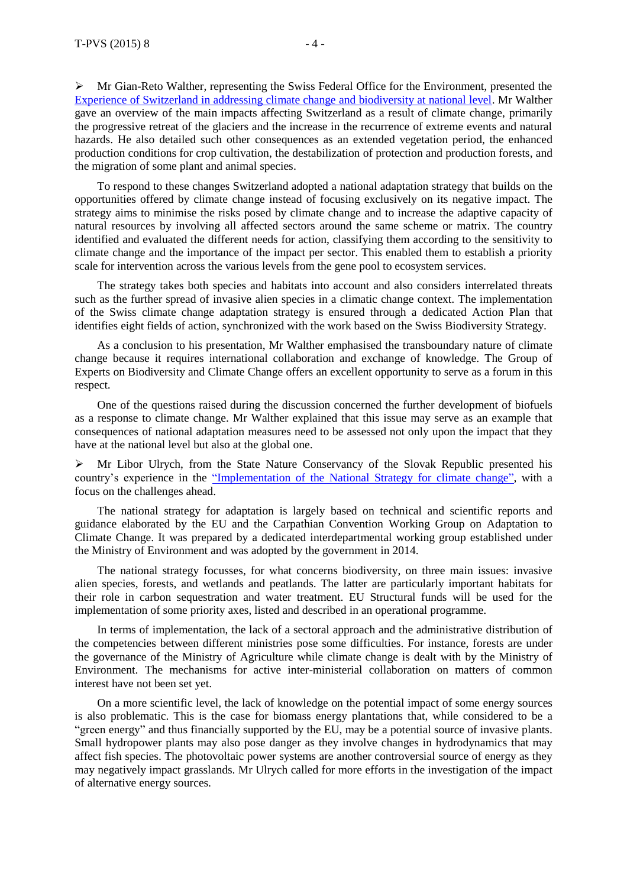➢ Mr Gian-Reto Walther, representing the Swiss Federal Office for the Environment, presented the Experience of Switzerland in addressing climate change and biodiversity at national level. Mr Walther gave an overview of the main impacts affecting Switzerland as a result of climate change, primarily the progressive retreat of the glaciers and the increase in the recurrence of extreme events and natural hazards. He also detailed such other consequences as an extended vegetation period, the enhanced production conditions for crop cultivation, the destabilization of protection and production forests, and the migration of some plant and animal species.

To respond to these changes Switzerland adopted a national adaptation strategy that builds on the opportunities offered by climate change instead of focusing exclusively on its negative impact. The strategy aims to minimise the risks posed by climate change and to increase the adaptive capacity of natural resources by involving all affected sectors around the same scheme or matrix. The country identified and evaluated the different needs for action, classifying them according to the sensitivity to climate change and the importance of the impact per sector. This enabled them to establish a priority scale for intervention across the various levels from the gene pool to ecosystem services.

The strategy takes both species and habitats into account and also considers interrelated threats such as the further spread of invasive alien species in a climatic change context. The implementation of the Swiss climate change adaptation strategy is ensured through a dedicated Action Plan that identifies eight fields of action, synchronized with the work based on the Swiss Biodiversity Strategy.

As a conclusion to his presentation, Mr Walther emphasised the transboundary nature of climate change because it requires international collaboration and exchange of knowledge. The Group of Experts on Biodiversity and Climate Change offers an excellent opportunity to serve as a forum in this respect.

One of the questions raised during the discussion concerned the further development of biofuels as a response to climate change. Mr Walther explained that this issue may serve as an example that consequences of national adaptation measures need to be assessed not only upon the impact that they have at the national level but also at the global one.

➢ Mr Libor Ulrych, from the State Nature Conservancy of the Slovak Republic presented his country's experience in the "Implementation of the National Strategy for climate change", with a focus on the challenges ahead.

The national strategy for adaptation is largely based on technical and scientific reports and guidance elaborated by the EU and the Carpathian Convention Working Group on Adaptation to Climate Change. It was prepared by a dedicated interdepartmental working group established under the Ministry of Environment and was adopted by the government in 2014.

The national strategy focusses, for what concerns biodiversity, on three main issues: invasive alien species, forests, and wetlands and peatlands. The latter are particularly important habitats for their role in carbon sequestration and water treatment. EU Structural funds will be used for the implementation of some priority axes, listed and described in an operational programme.

In terms of implementation, the lack of a sectoral approach and the administrative distribution of the competencies between different ministries pose some difficulties. For instance, forests are under the governance of the Ministry of Agriculture while climate change is dealt with by the Ministry of Environment. The mechanisms for active inter-ministerial collaboration on matters of common interest have not been set yet.

On a more scientific level, the lack of knowledge on the potential impact of some energy sources is also problematic. This is the case for biomass energy plantations that, while considered to be a "green energy" and thus financially supported by the EU, may be a potential source of invasive plants. Small hydropower plants may also pose danger as they involve changes in hydrodynamics that may affect fish species. The photovoltaic power systems are another controversial source of energy as they may negatively impact grasslands. Mr Ulrych called for more efforts in the investigation of the impact of alternative energy sources.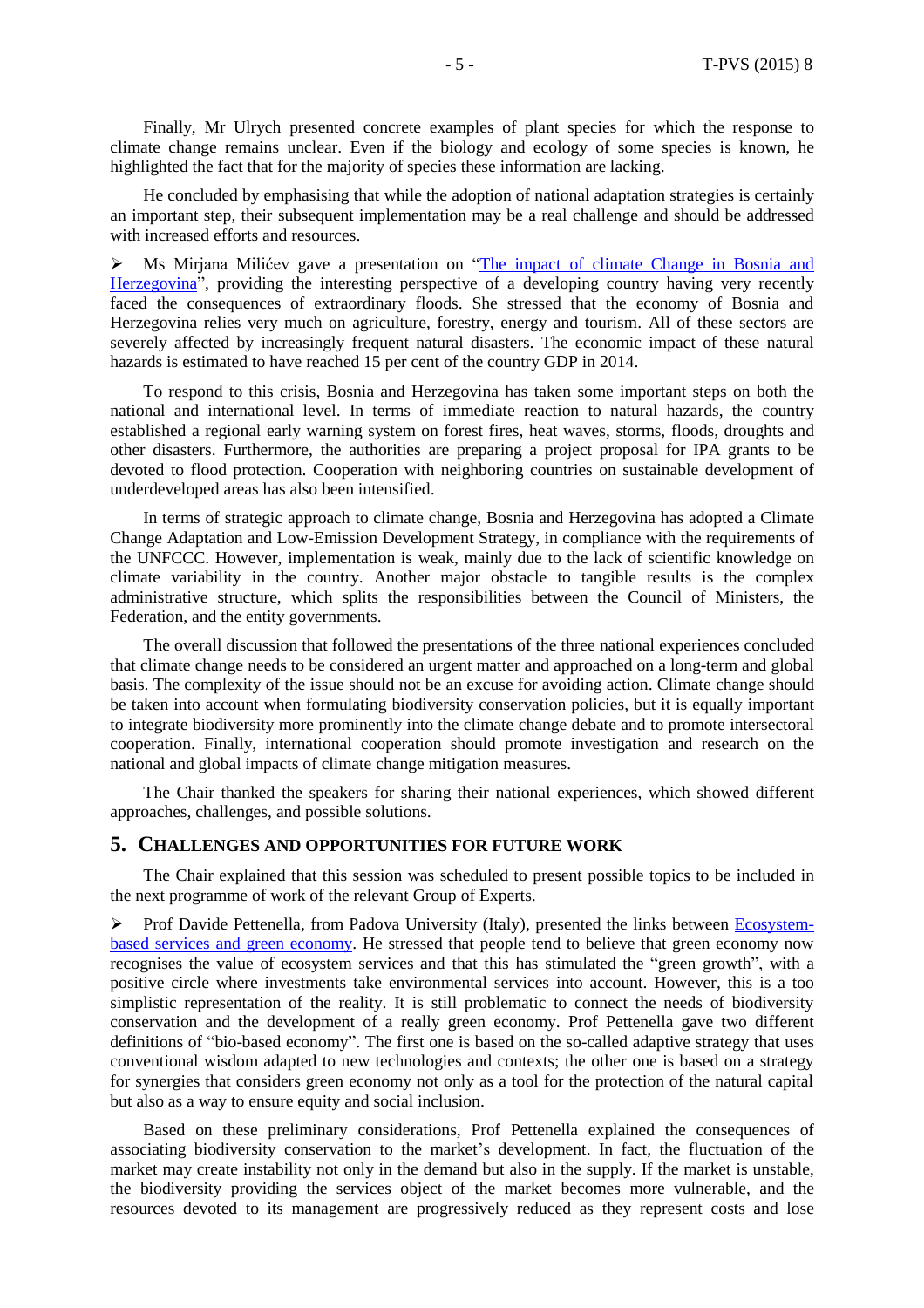Finally, Mr Ulrych presented concrete examples of plant species for which the response to climate change remains unclear. Even if the biology and ecology of some species is known, he highlighted the fact that for the majority of species these information are lacking.

He concluded by emphasising that while the adoption of national adaptation strategies is certainly an important step, their subsequent implementation may be a real challenge and should be addressed with increased efforts and resources.

- Ms Mirjana Milićev gave a presentation on "The impact of climate Change in Bosnia and Herzegovina", providing the interesting perspective of a developing country having very recently faced the consequences of extraordinary floods. She stressed that the economy of Bosnia and Herzegovina relies very much on agriculture, forestry, energy and tourism. All of these sectors are severely affected by increasingly frequent natural disasters. The economic impact of these natural hazards is estimated to have reached 15 per cent of the country GDP in 2014.

To respond to this crisis, Bosnia and Herzegovina has taken some important steps on both the national and international level. In terms of immediate reaction to natural hazards, the country established a regional early warning system on forest fires, heat waves, storms, floods, droughts and other disasters. Furthermore, the authorities are preparing a project proposal for IPA grants to be devoted to flood protection. Cooperation with neighboring countries on sustainable development of underdeveloped areas has also been intensified.

In terms of strategic approach to climate change, Bosnia and Herzegovina has adopted a Climate Change Adaptation and Low-Emission Development Strategy, in compliance with the requirements of the UNFCCC. However, implementation is weak, mainly due to the lack of scientific knowledge on climate variability in the country. Another major obstacle to tangible results is the complex administrative structure, which splits the responsibilities between the Council of Ministers, the Federation, and the entity governments.

The overall discussion that followed the presentations of the three national experiences concluded that climate change needs to be considered an urgent matter and approached on a long-term and global basis. The complexity of the issue should not be an excuse for avoiding action. Climate change should be taken into account when formulating biodiversity conservation policies, but it is equally important to integrate biodiversity more prominently into the climate change debate and to promote intersectoral cooperation. Finally, international cooperation should promote investigation and research on the national and global impacts of climate change mitigation measures.

The Chair thanked the speakers for sharing their national experiences, which showed different approaches, challenges, and possible solutions.

## 5. Challenges and opportunities for future work

The Chair explained that this session was scheduled to present possible topics to be included in the next programme of work of the relevant Group of Experts.

- Prof Davide Pettenella, from Padova University (Italy), presented the links between Ecosystem-based services and green economy. He stressed that people tend to believe that green economy now recognises the value of ecosystem services and that this has stimulated the "green growth", with a positive circle where investments take environmental services into account. However, this is a too simplistic representation of the reality. It is still problematic to connect the needs of biodiversity conservation and the development of a really green economy. Prof Pettenella gave two different definitions of "bio-based economy". The first one is based on the so-called adaptive strategy that uses conventional wisdom adapted to new technologies and contexts; the other one is based on a strategy for synergies that considers green economy not only as a tool for the protection of the natural capital but also as a way to ensure equity and social inclusion.

Based on these preliminary considerations, Prof Pettenella explained the consequences of associating biodiversity conservation to the market's development. In fact, the fluctuation of the market may create instability not only in the demand but also in the supply. If the market is unstable, the biodiversity providing the services object of the market becomes more vulnerable, and the resources devoted to its management are progressively reduced as they represent costs and lose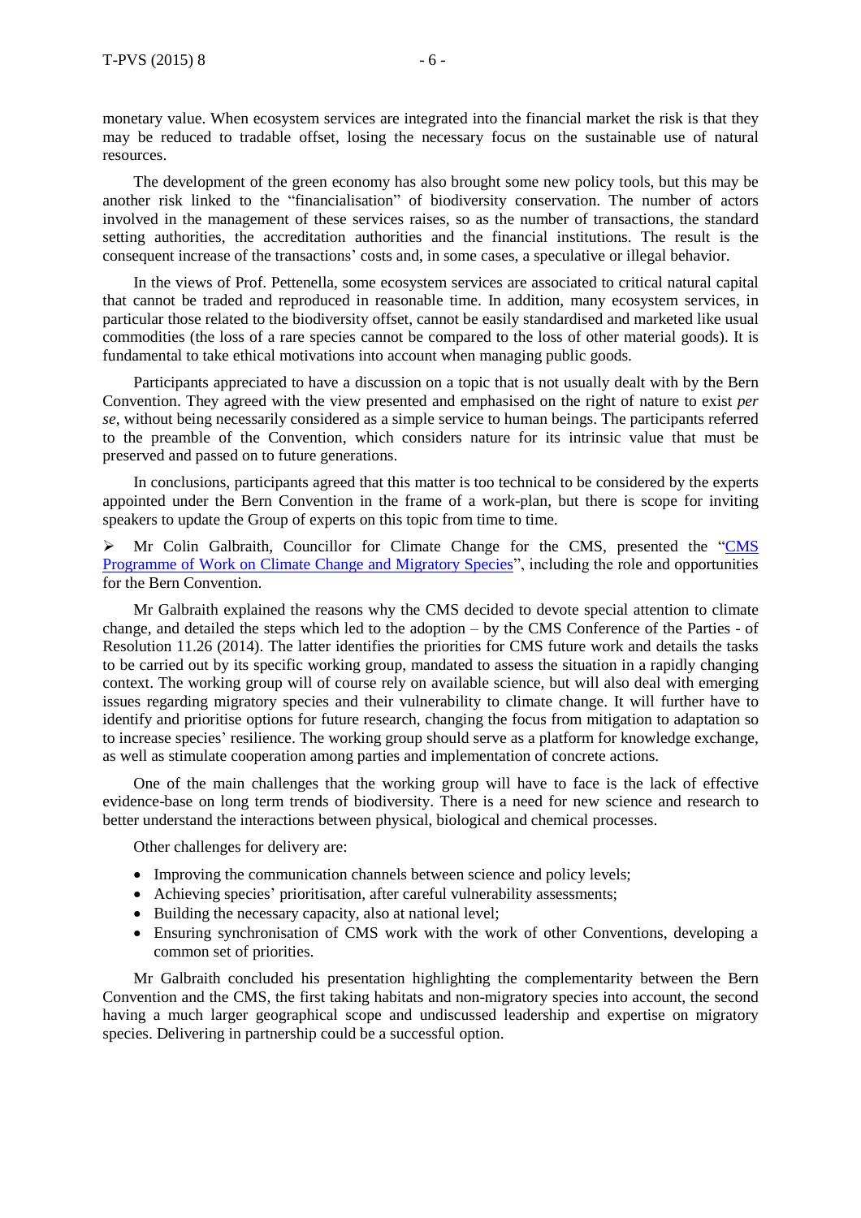monetary value. When ecosystem services are integrated into the financial market the risk is that they may be reduced to tradable offset, losing the necessary focus on the sustainable use of natural resources.

The development of the green economy has also brought some new policy tools, but this may be another risk linked to the "financialisation" of biodiversity conservation. The number of actors involved in the management of these services raises, so as the number of transactions, the standard setting authorities, the accreditation authorities and the financial institutions. The result is the consequent increase of the transactions' costs and, in some cases, a speculative or illegal behavior.

In the views of Prof. Pettenella, some ecosystem services are associated to critical natural capital that cannot be traded and reproduced in reasonable time. In addition, many ecosystem services, in particular those related to the biodiversity offset, cannot be easily standardised and marketed like usual commodities (the loss of a rare species cannot be compared to the loss of other material goods). It is fundamental to take ethical motivations into account when managing public goods.

Participants appreciated to have a discussion on a topic that is not usually dealt with by the Bern Convention. They agreed with the view presented and emphasised on the right of nature to exist *per se*, without being necessarily considered as a simple service to human beings. The participants referred to the preamble of the Convention, which considers nature for its intrinsic value that must be preserved and passed on to future generations.

In conclusions, participants agreed that this matter is too technical to be considered by the experts appointed under the Bern Convention in the frame of a work-plan, but there is scope for inviting speakers to update the Group of experts on this topic from time to time.

➢ Mr Colin Galbraith, Councillor for Climate Change for the CMS, presented the "CMS Programme of Work on Climate Change and Migratory Species", including the role and opportunities for the Bern Convention.

Mr Galbraith explained the reasons why the CMS decided to devote special attention to climate change, and detailed the steps which led to the adoption – by the CMS Conference of the Parties - of Resolution 11.26 (2014). The latter identifies the priorities for CMS future work and details the tasks to be carried out by its specific working group, mandated to assess the situation in a rapidly changing context. The working group will of course rely on available science, but will also deal with emerging issues regarding migratory species and their vulnerability to climate change. It will further have to identify and prioritise options for future research, changing the focus from mitigation to adaptation so to increase species' resilience. The working group should serve as a platform for knowledge exchange, as well as stimulate cooperation among parties and implementation of concrete actions.

One of the main challenges that the working group will have to face is the lack of effective evidence-base on long term trends of biodiversity. There is a need for new science and research to better understand the interactions between physical, biological and chemical processes.

Other challenges for delivery are:

- Improving the communication channels between science and policy levels;
- Achieving species' prioritisation, after careful vulnerability assessments;
- Building the necessary capacity, also at national level;
- Ensuring synchronisation of CMS work with the work of other Conventions, developing a common set of priorities.

Mr Galbraith concluded his presentation highlighting the complementarity between the Bern Convention and the CMS, the first taking habitats and non-migratory species into account, the second having a much larger geographical scope and undiscussed leadership and expertise on migratory species. Delivering in partnership could be a successful option.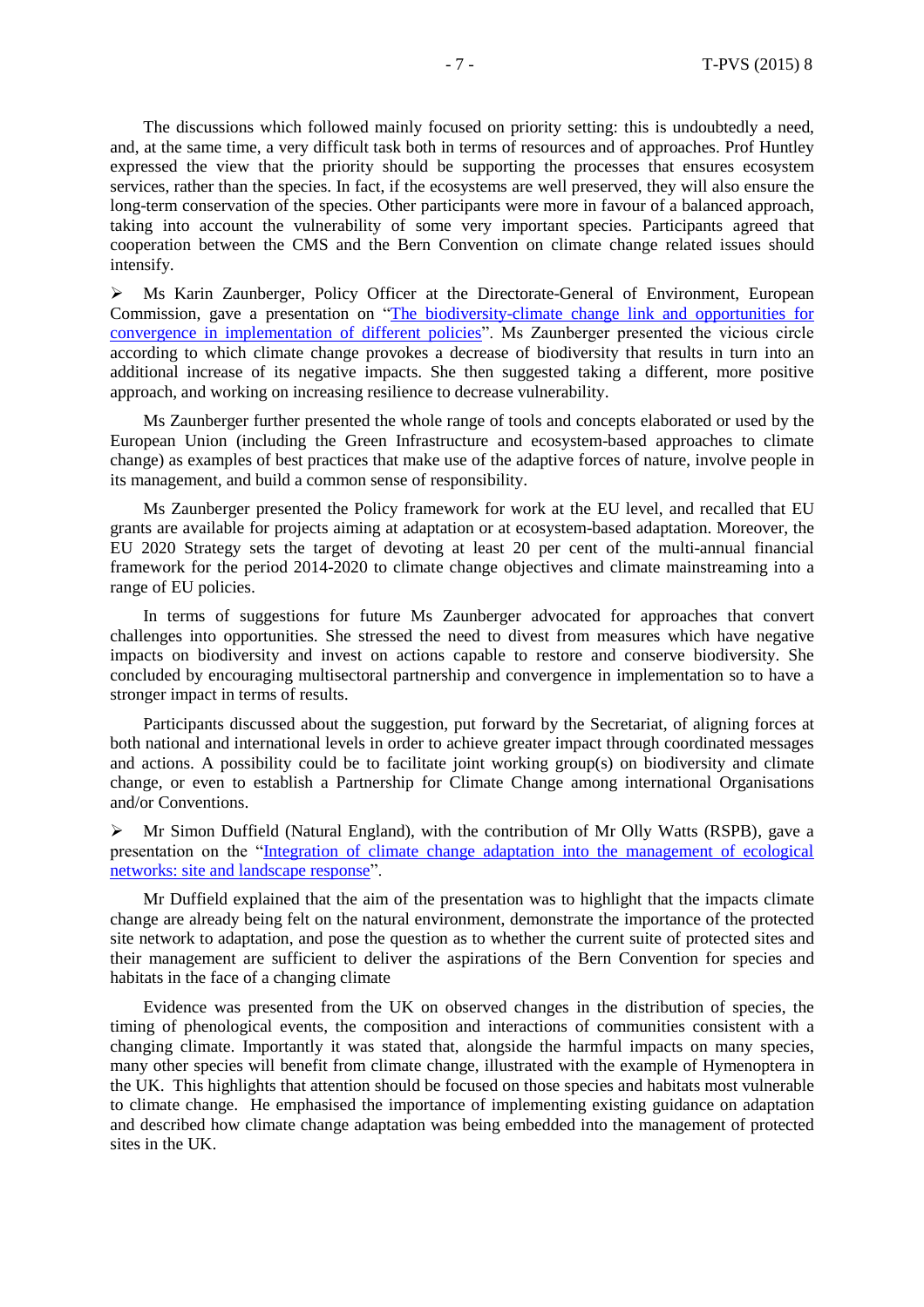The discussions which followed mainly focused on priority setting: this is undoubtedly a need, and, at the same time, a very difficult task both in terms of resources and of approaches. Prof Huntley expressed the view that the priority should be supporting the processes that ensures ecosystem services, rather than the species. In fact, if the ecosystems are well preserved, they will also ensure the long-term conservation of the species. Other participants were more in favour of a balanced approach, taking into account the vulnerability of some very important species. Participants agreed that cooperation between the CMS and the Bern Convention on climate change related issues should intensify.

- Ms Karin Zaunberger, Policy Officer at the Directorate-General of Environment, European Commission, gave a presentation on "The biodiversity-climate change link and opportunities for convergence in implementation of different policies". Ms Zaunberger presented the vicious circle according to which climate change provokes a decrease of biodiversity that results in turn into an additional increase of its negative impacts. She then suggested taking a different, more positive approach, and working on increasing resilience to decrease vulnerability.

Ms Zaunberger further presented the whole range of tools and concepts elaborated or used by the European Union (including the Green Infrastructure and ecosystem-based approaches to climate change) as examples of best practices that make use of the adaptive forces of nature, involve people in its management, and build a common sense of responsibility.

Ms Zaunberger presented the Policy framework for work at the EU level, and recalled that EU grants are available for projects aiming at adaptation or at ecosystem-based adaptation. Moreover, the EU 2020 Strategy sets the target of devoting at least 20 per cent of the multi-annual financial framework for the period 2014-2020 to climate change objectives and climate mainstreaming into a range of EU policies.

In terms of suggestions for future Ms Zaunberger advocated for approaches that convert challenges into opportunities. She stressed the need to divest from measures which have negative impacts on biodiversity and invest on actions capable to restore and conserve biodiversity. She concluded by encouraging multisectoral partnership and convergence in implementation so to have a stronger impact in terms of results.

Participants discussed about the suggestion, put forward by the Secretariat, of aligning forces at both national and international levels in order to achieve greater impact through coordinated messages and actions. A possibility could be to facilitate joint working group(s) on biodiversity and climate change, or even to establish a Partnership for Climate Change among international Organisations and/or Conventions.

- Mr Simon Duffield (Natural England), with the contribution of Mr Olly Watts (RSPB), gave a presentation on the "Integration of climate change adaptation into the management of ecological networks: site and landscape response".

Mr Duffield explained that the aim of the presentation was to highlight that the impacts climate change are already being felt on the natural environment, demonstrate the importance of the protected site network to adaptation, and pose the question as to whether the current suite of protected sites and their management are sufficient to deliver the aspirations of the Bern Convention for species and habitats in the face of a changing climate

Evidence was presented from the UK on observed changes in the distribution of species, the timing of phenological events, the composition and interactions of communities consistent with a changing climate. Importantly it was stated that, alongside the harmful impacts on many species, many other species will benefit from climate change, illustrated with the example of Hymenoptera in the UK. This highlights that attention should be focused on those species and habitats most vulnerable to climate change. He emphasised the importance of implementing existing guidance on adaptation and described how climate change adaptation was being embedded into the management of protected sites in the UK.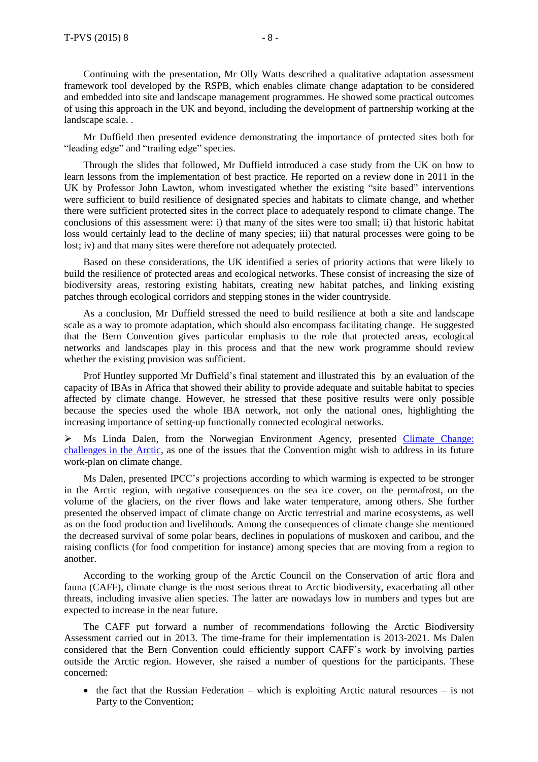Continuing with the presentation, Mr Olly Watts described a qualitative adaptation assessment framework tool developed by the RSPB, which enables climate change adaptation to be considered and embedded into site and landscape management programmes. He showed some practical outcomes of using this approach in the UK and beyond, including the development of partnership working at the landscape scale. .

Mr Duffield then presented evidence demonstrating the importance of protected sites both for "leading edge" and "trailing edge" species.

Through the slides that followed, Mr Duffield introduced a case study from the UK on how to learn lessons from the implementation of best practice. He reported on a review done in 2011 in the UK by Professor John Lawton, whom investigated whether the existing "site based" interventions were sufficient to build resilience of designated species and habitats to climate change, and whether there were sufficient protected sites in the correct place to adequately respond to climate change. The conclusions of this assessment were: i) that many of the sites were too small; ii) that historic habitat loss would certainly lead to the decline of many species; iii) that natural processes were going to be lost; iv) and that many sites were therefore not adequately protected.

Based on these considerations, the UK identified a series of priority actions that were likely to build the resilience of protected areas and ecological networks. These consist of increasing the size of biodiversity areas, restoring existing habitats, creating new habitat patches, and linking existing patches through ecological corridors and stepping stones in the wider countryside.

As a conclusion, Mr Duffield stressed the need to build resilience at both a site and landscape scale as a way to promote adaptation, which should also encompass facilitating change. He suggested that the Bern Convention gives particular emphasis to the role that protected areas, ecological networks and landscapes play in this process and that the new work programme should review whether the existing provision was sufficient.

Prof Huntley supported Mr Duffield's final statement and illustrated this by an evaluation of the capacity of IBAs in Africa that showed their ability to provide adequate and suitable habitat to species affected by climate change. However, he stressed that these positive results were only possible because the species used the whole IBA network, not only the national ones, highlighting the increasing importance of setting-up functionally connected ecological networks.

- Ms Linda Dalen, from the Norwegian Environment Agency, presented Climate Change: challenges in the Arctic, as one of the issues that the Convention might wish to address in its future work-plan on climate change.

Ms Dalen, presented IPCC's projections according to which warming is expected to be stronger in the Arctic region, with negative consequences on the sea ice cover, on the permafrost, on the volume of the glaciers, on the river flows and lake water temperature, among others. She further presented the observed impact of climate change on Arctic terrestrial and marine ecosystems, as well as on the food production and livelihoods. Among the consequences of climate change she mentioned the decreased survival of some polar bears, declines in populations of muskoxen and caribou, and the raising conflicts (for food competition for instance) among species that are moving from a region to another.

According to the working group of the Arctic Council on the Conservation of artic flora and fauna (CAFF), climate change is the most serious threat to Arctic biodiversity, exacerbating all other threats, including invasive alien species. The latter are nowadays low in numbers and types but are expected to increase in the near future.

The CAFF put forward a number of recommendations following the Arctic Biodiversity Assessment carried out in 2013. The time-frame for their implementation is 2013-2021. Ms Dalen considered that the Bern Convention could efficiently support CAFF's work by involving parties outside the Arctic region. However, she raised a number of questions for the participants. These concerned:

- the fact that the Russian Federation – which is exploiting Arctic natural resources – is not Party to the Convention;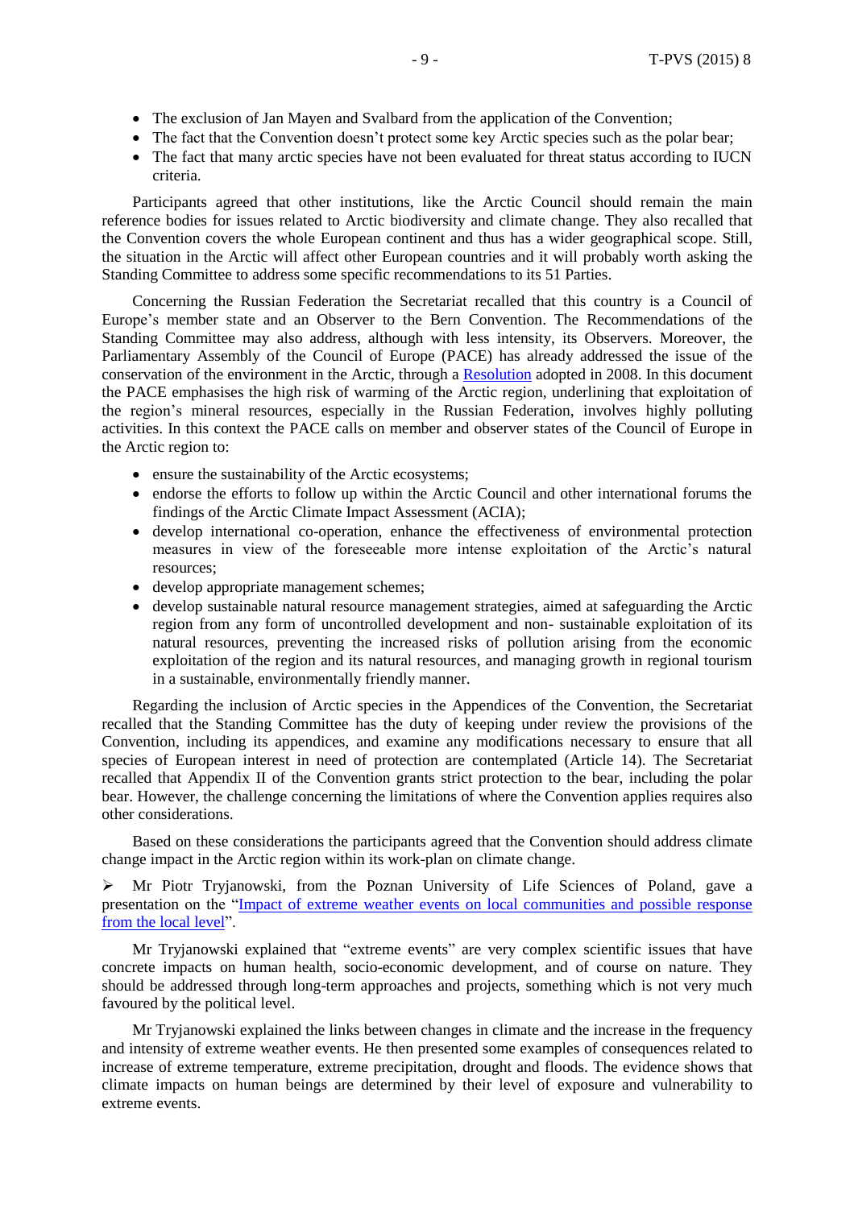- The exclusion of Jan Mayen and Svalbard from the application of the Convention;
- The fact that the Convention doesn't protect some key Arctic species such as the polar bear;
- The fact that many arctic species have not been evaluated for threat status according to IUCN criteria.

Participants agreed that other institutions, like the Arctic Council should remain the main reference bodies for issues related to Arctic biodiversity and climate change. They also recalled that the Convention covers the whole European continent and thus has a wider geographical scope. Still, the situation in the Arctic will affect other European countries and it will probably worth asking the Standing Committee to address some specific recommendations to its 51 Parties.

Concerning the Russian Federation the Secretariat recalled that this country is a Council of Europe's member state and an Observer to the Bern Convention. The Recommendations of the Standing Committee may also address, although with less intensity, its Observers. Moreover, the Parliamentary Assembly of the Council of Europe (PACE) has already addressed the issue of the conservation of the environment in the Arctic, through a Resolution adopted in 2008. In this document the PACE emphasises the high risk of warming of the Arctic region, underlining that exploitation of the region's mineral resources, especially in the Russian Federation, involves highly polluting activities. In this context the PACE calls on member and observer states of the Council of Europe in the Arctic region to:

- ensure the sustainability of the Arctic ecosystems;
- endorse the efforts to follow up within the Arctic Council and other international forums the findings of the Arctic Climate Impact Assessment (ACIA);
- develop international co-operation, enhance the effectiveness of environmental protection measures in view of the foreseeable more intense exploitation of the Arctic's natural resources;
- develop appropriate management schemes;
- develop sustainable natural resource management strategies, aimed at safeguarding the Arctic region from any form of uncontrolled development and non- sustainable exploitation of its natural resources, preventing the increased risks of pollution arising from the economic exploitation of the region and its natural resources, and managing growth in regional tourism in a sustainable, environmentally friendly manner.

Regarding the inclusion of Arctic species in the Appendices of the Convention, the Secretariat recalled that the Standing Committee has the duty of keeping under review the provisions of the Convention, including its appendices, and examine any modifications necessary to ensure that all species of European interest in need of protection are contemplated (Article 14). The Secretariat recalled that Appendix II of the Convention grants strict protection to the bear, including the polar bear. However, the challenge concerning the limitations of where the Convention applies requires also other considerations.

Based on these considerations the participants agreed that the Convention should address climate change impact in the Arctic region within its work-plan on climate change.

➢ Mr Piotr Tryjanowski, from the Poznan University of Life Sciences of Poland, gave a presentation on the "Impact of extreme weather events on local communities and possible response from the local level".

Mr Tryjanowski explained that "extreme events" are very complex scientific issues that have concrete impacts on human health, socio-economic development, and of course on nature. They should be addressed through long-term approaches and projects, something which is not very much favoured by the political level.

Mr Tryjanowski explained the links between changes in climate and the increase in the frequency and intensity of extreme weather events. He then presented some examples of consequences related to increase of extreme temperature, extreme precipitation, drought and floods. The evidence shows that climate impacts on human beings are determined by their level of exposure and vulnerability to extreme events.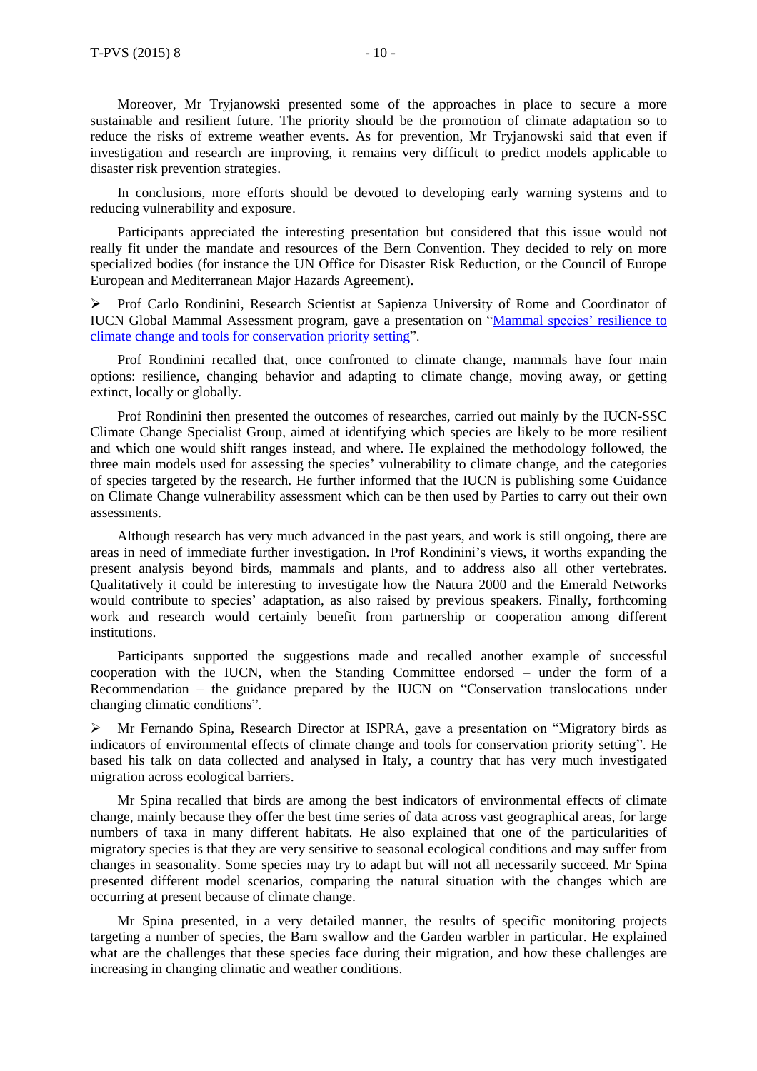Moreover, Mr Tryjanowski presented some of the approaches in place to secure a more sustainable and resilient future. The priority should be the promotion of climate adaptation so to reduce the risks of extreme weather events. As for prevention, Mr Tryjanowski said that even if investigation and research are improving, it remains very difficult to predict models applicable to disaster risk prevention strategies.

In conclusions, more efforts should be devoted to developing early warning systems and to reducing vulnerability and exposure.

Participants appreciated the interesting presentation but considered that this issue would not really fit under the mandate and resources of the Bern Convention. They decided to rely on more specialized bodies (for instance the UN Office for Disaster Risk Reduction, or the Council of Europe European and Mediterranean Major Hazards Agreement).

- Prof Carlo Rondinini, Research Scientist at Sapienza University of Rome and Coordinator of IUCN Global Mammal Assessment program, gave a presentation on "Mammal species' resilience to climate change and tools for conservation priority setting".

Prof Rondinini recalled that, once confronted to climate change, mammals have four main options: resilience, changing behavior and adapting to climate change, moving away, or getting extinct, locally or globally.

Prof Rondinini then presented the outcomes of researches, carried out mainly by the IUCN-SSC Climate Change Specialist Group, aimed at identifying which species are likely to be more resilient and which one would shift ranges instead, and where. He explained the methodology followed, the three main models used for assessing the species' vulnerability to climate change, and the categories of species targeted by the research. He further informed that the IUCN is publishing some Guidance on Climate Change vulnerability assessment which can be then used by Parties to carry out their own assessments.

Although research has very much advanced in the past years, and work is still ongoing, there are areas in need of immediate further investigation. In Prof Rondinini's views, it worths expanding the present analysis beyond birds, mammals and plants, and to address also all other vertebrates. Qualitatively it could be interesting to investigate how the Natura 2000 and the Emerald Networks would contribute to species' adaptation, as also raised by previous speakers. Finally, forthcoming work and research would certainly benefit from partnership or cooperation among different institutions.

Participants supported the suggestions made and recalled another example of successful cooperation with the IUCN, when the Standing Committee endorsed – under the form of a Recommendation – the guidance prepared by the IUCN on "Conservation translocations under changing climatic conditions".

- Mr Fernando Spina, Research Director at ISPRA, gave a presentation on "Migratory birds as indicators of environmental effects of climate change and tools for conservation priority setting". He based his talk on data collected and analysed in Italy, a country that has very much investigated migration across ecological barriers.

Mr Spina recalled that birds are among the best indicators of environmental effects of climate change, mainly because they offer the best time series of data across vast geographical areas, for large numbers of taxa in many different habitats. He also explained that one of the particularities of migratory species is that they are very sensitive to seasonal ecological conditions and may suffer from changes in seasonality. Some species may try to adapt but will not all necessarily succeed. Mr Spina presented different model scenarios, comparing the natural situation with the changes which are occurring at present because of climate change.

Mr Spina presented, in a very detailed manner, the results of specific monitoring projects targeting a number of species, the Barn swallow and the Garden warbler in particular. He explained what are the challenges that these species face during their migration, and how these challenges are increasing in changing climatic and weather conditions.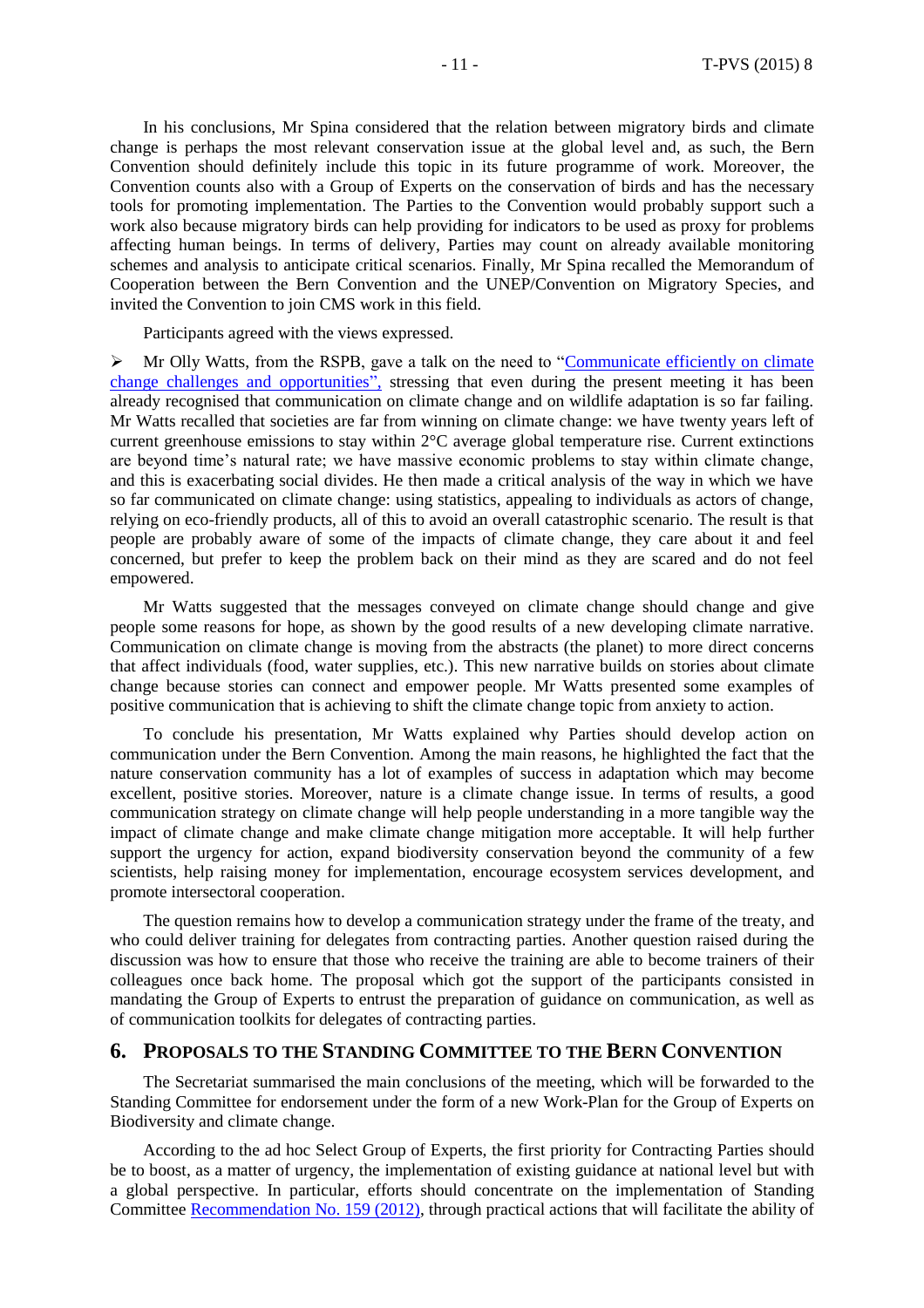In his conclusions, Mr Spina considered that the relation between migratory birds and climate change is perhaps the most relevant conservation issue at the global level and, as such, the Bern Convention should definitely include this topic in its future programme of work. Moreover, the Convention counts also with a Group of Experts on the conservation of birds and has the necessary tools for promoting implementation. The Parties to the Convention would probably support such a work also because migratory birds can help providing for indicators to be used as proxy for problems affecting human beings. In terms of delivery, Parties may count on already available monitoring schemes and analysis to anticipate critical scenarios. Finally, Mr Spina recalled the Memorandum of Cooperation between the Bern Convention and the UNEP/Convention on Migratory Species, and invited the Convention to join CMS work in this field.

Participants agreed with the views expressed.

➢ Mr Olly Watts, from the RSPB, gave a talk on the need to "Communicate efficiently on climate change challenges and opportunities", stressing that even during the present meeting it has been already recognised that communication on climate change and on wildlife adaptation is so far failing. Mr Watts recalled that societies are far from winning on climate change: we have twenty years left of current greenhouse emissions to stay within 2°C average global temperature rise. Current extinctions are beyond time's natural rate; we have massive economic problems to stay within climate change, and this is exacerbating social divides. He then made a critical analysis of the way in which we have so far communicated on climate change: using statistics, appealing to individuals as actors of change, relying on eco-friendly products, all of this to avoid an overall catastrophic scenario. The result is that people are probably aware of some of the impacts of climate change, they care about it and feel concerned, but prefer to keep the problem back on their mind as they are scared and do not feel empowered.

Mr Watts suggested that the messages conveyed on climate change should change and give people some reasons for hope, as shown by the good results of a new developing climate narrative. Communication on climate change is moving from the abstracts (the planet) to more direct concerns that affect individuals (food, water supplies, etc.). This new narrative builds on stories about climate change because stories can connect and empower people. Mr Watts presented some examples of positive communication that is achieving to shift the climate change topic from anxiety to action.

To conclude his presentation, Mr Watts explained why Parties should develop action on communication under the Bern Convention. Among the main reasons, he highlighted the fact that the nature conservation community has a lot of examples of success in adaptation which may become excellent, positive stories. Moreover, nature is a climate change issue. In terms of results, a good communication strategy on climate change will help people understanding in a more tangible way the impact of climate change and make climate change mitigation more acceptable. It will help further support the urgency for action, expand biodiversity conservation beyond the community of a few scientists, help raising money for implementation, encourage ecosystem services development, and promote intersectoral cooperation.

The question remains how to develop a communication strategy under the frame of the treaty, and who could deliver training for delegates from contracting parties. Another question raised during the discussion was how to ensure that those who receive the training are able to become trainers of their colleagues once back home. The proposal which got the support of the participants consisted in mandating the Group of Experts to entrust the preparation of guidance on communication, as well as of communication toolkits for delegates of contracting parties.

## 6. Proposals to the Standing Committee to the Bern Convention

The Secretariat summarised the main conclusions of the meeting, which will be forwarded to the Standing Committee for endorsement under the form of a new Work-Plan for the Group of Experts on Biodiversity and climate change.

According to the ad hoc Select Group of Experts, the first priority for Contracting Parties should be to boost, as a matter of urgency, the implementation of existing guidance at national level but with a global perspective. In particular, efforts should concentrate on the implementation of Standing Committee Recommendation No. 159 (2012), through practical actions that will facilitate the ability of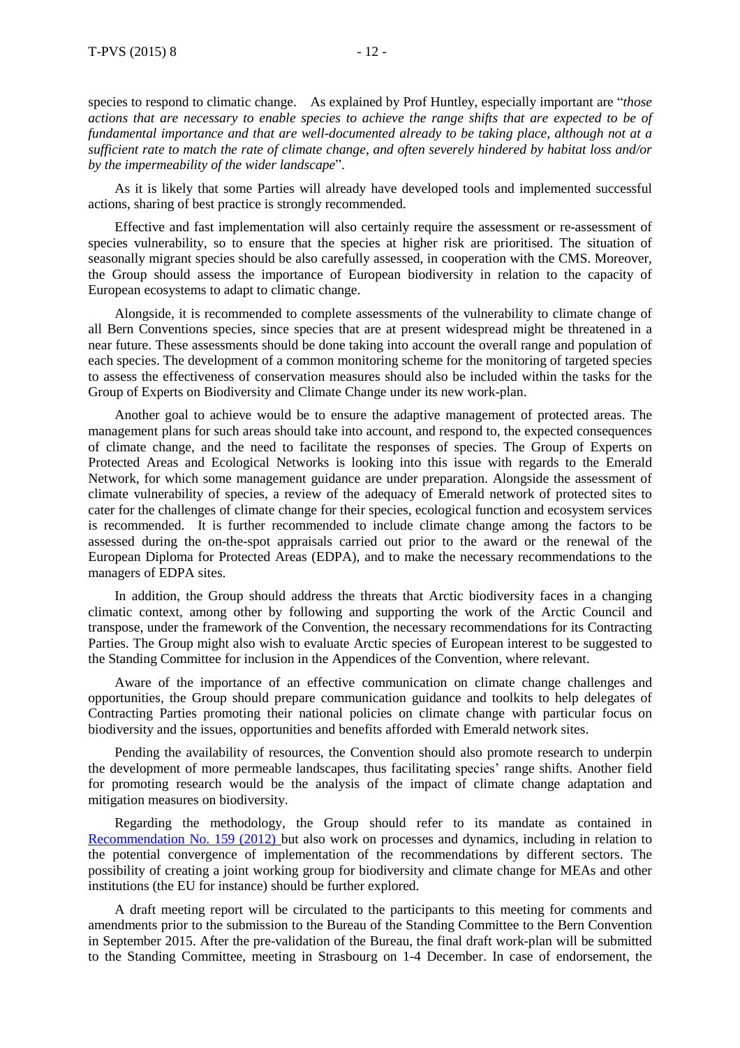species to respond to climatic change. As explained by Prof Huntley, especially important are "*those actions that are necessary to enable species to achieve the range shifts that are expected to be of fundamental importance and that are well-documented already to be taking place, although not at a sufficient rate to match the rate of climate change, and often severely hindered by habitat loss and/or by the impermeability of the wider landscape*".

As it is likely that some Parties will already have developed tools and implemented successful actions, sharing of best practice is strongly recommended.

Effective and fast implementation will also certainly require the assessment or re-assessment of species vulnerability, so to ensure that the species at higher risk are prioritised. The situation of seasonally migrant species should be also carefully assessed, in cooperation with the CMS. Moreover, the Group should assess the importance of European biodiversity in relation to the capacity of European ecosystems to adapt to climatic change.

Alongside, it is recommended to complete assessments of the vulnerability to climate change of all Bern Conventions species, since species that are at present widespread might be threatened in a near future. These assessments should be done taking into account the overall range and population of each species. The development of a common monitoring scheme for the monitoring of targeted species to assess the effectiveness of conservation measures should also be included within the tasks for the Group of Experts on Biodiversity and Climate Change under its new work-plan.

Another goal to achieve would be to ensure the adaptive management of protected areas. The management plans for such areas should take into account, and respond to, the expected consequences of climate change, and the need to facilitate the responses of species. The Group of Experts on Protected Areas and Ecological Networks is looking into this issue with regards to the Emerald Network, for which some management guidance are under preparation. Alongside the assessment of climate vulnerability of species, a review of the adequacy of Emerald network of protected sites to cater for the challenges of climate change for their species, ecological function and ecosystem services is recommended. It is further recommended to include climate change among the factors to be assessed during the on-the-spot appraisals carried out prior to the award or the renewal of the European Diploma for Protected Areas (EDPA), and to make the necessary recommendations to the managers of EDPA sites.

In addition, the Group should address the threats that Arctic biodiversity faces in a changing climatic context, among other by following and supporting the work of the Arctic Council and transpose, under the framework of the Convention, the necessary recommendations for its Contracting Parties. The Group might also wish to evaluate Arctic species of European interest to be suggested to the Standing Committee for inclusion in the Appendices of the Convention, where relevant.

Aware of the importance of an effective communication on climate change challenges and opportunities, the Group should prepare communication guidance and toolkits to help delegates of Contracting Parties promoting their national policies on climate change with particular focus on biodiversity and the issues, opportunities and benefits afforded with Emerald network sites.

Pending the availability of resources, the Convention should also promote research to underpin the development of more permeable landscapes, thus facilitating species' range shifts. Another field for promoting research would be the analysis of the impact of climate change adaptation and mitigation measures on biodiversity.

Regarding the methodology, the Group should refer to its mandate as contained in Recommendation No. 159 (2012) but also work on processes and dynamics, including in relation to the potential convergence of implementation of the recommendations by different sectors. The possibility of creating a joint working group for biodiversity and climate change for MEAs and other institutions (the EU for instance) should be further explored.

A draft meeting report will be circulated to the participants to this meeting for comments and amendments prior to the submission to the Bureau of the Standing Committee to the Bern Convention in September 2015. After the pre-validation of the Bureau, the final draft work-plan will be submitted to the Standing Committee, meeting in Strasbourg on 1-4 December. In case of endorsement, the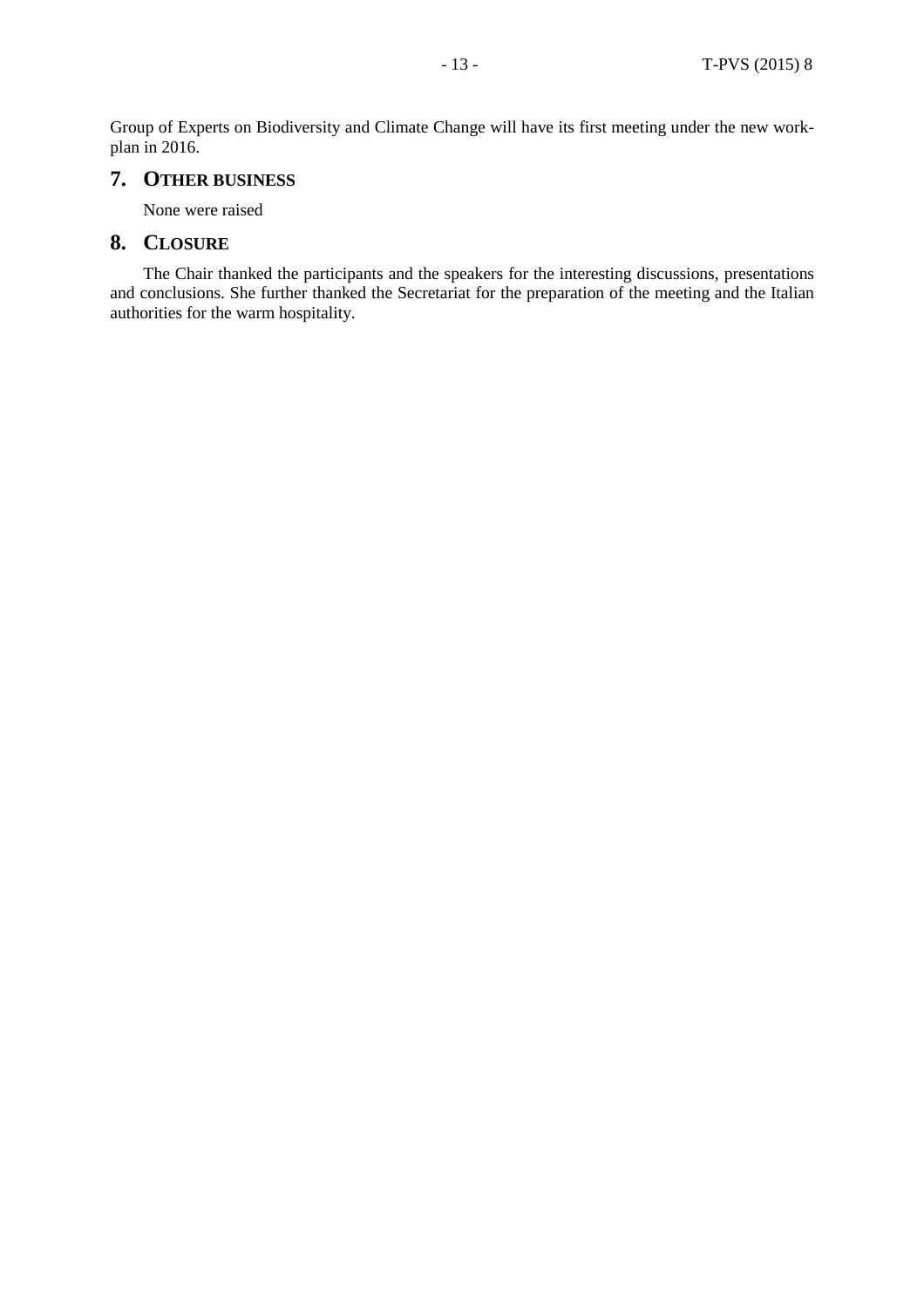Group of Experts on Biodiversity and Climate Change will have its first meeting under the new work-plan in 2016.

## 7. OTHER BUSINESS

None were raised

## 8. CLOSURE

The Chair thanked the participants and the speakers for the interesting discussions, presentations and conclusions. She further thanked the Secretariat for the preparation of the meeting and the Italian authorities for the warm hospitality.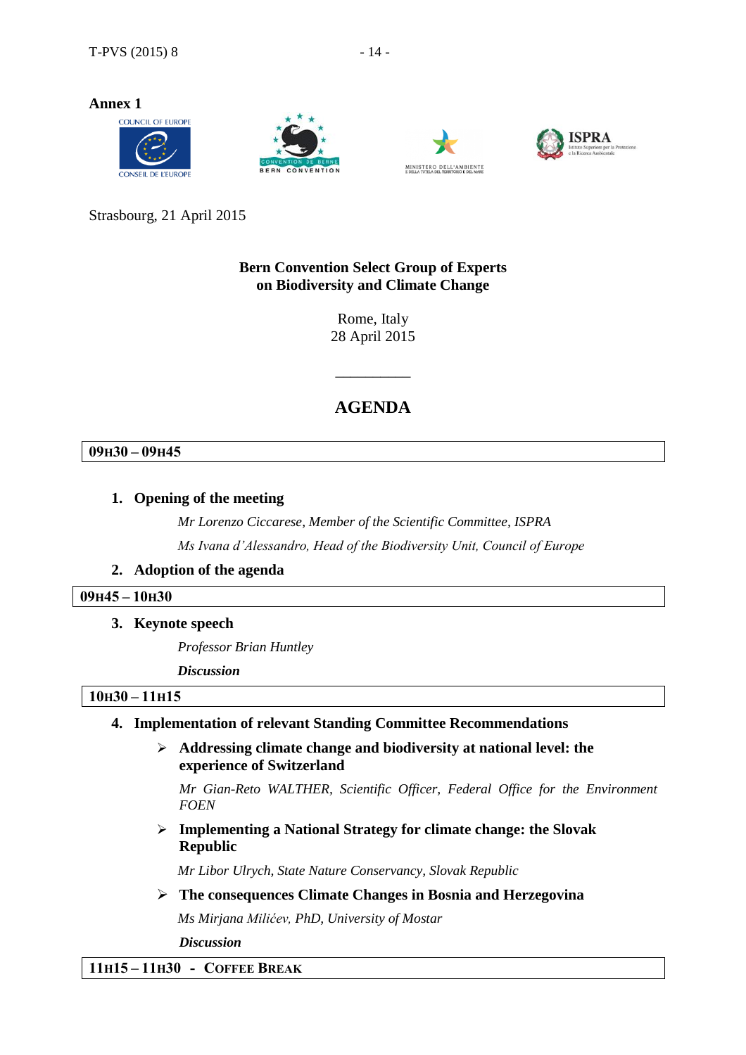**Annex 1**

Strasbourg, 21 April 2015

**Bern Convention Select Group of Experts**
**on Biodiversity and Climate Change**

Rome, Italy
28 April 2015

__________

## AGENDA

| **09H30 – 09H45** |
|---|

1. **Opening of the meeting**

   *Mr Lorenzo Ciccarese, Member of the Scientific Committee, ISPRA*

   *Ms Ivana d'Alessandro, Head of the Biodiversity Unit, Council of Europe*

2. **Adoption of the agenda**

| **09H45 – 10H30** |
|---|

3. **Keynote speech**

   *Professor Brian Huntley*

   ***Discussion***

| **10H30 – 11H15** |
|---|

4. **Implementation of relevant Standing Committee Recommendations**

   - **Addressing climate change and biodiversity at national level: the experience of Switzerland**

     *Mr Gian-Reto WALTHER, Scientific Officer, Federal Office for the Environment FOEN*

   - **Implementing a National Strategy for climate change: the Slovak Republic**

     *Mr Libor Ulrych, State Nature Conservancy, Slovak Republic*

   - **The consequences Climate Changes in Bosnia and Herzegovina**

     *Ms Mirjana Milićev, PhD, University of Mostar*

     ***Discussion***

| **11H15 – 11H30 - COFFEE BREAK** |
|---|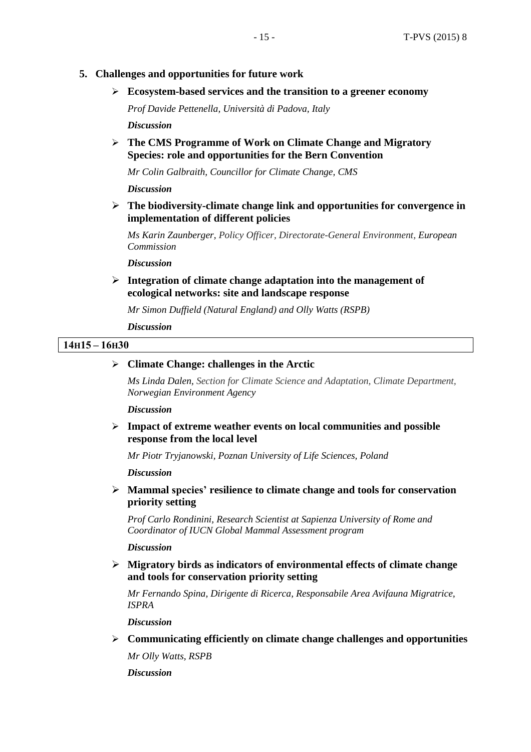5. **Challenges and opportunities for future work**

- **Ecosystem-based services and the transition to a greener economy**

  *Prof Davide Pettenella, Università di Padova, Italy*

  ***Discussion***

- **The CMS Programme of Work on Climate Change and Migratory Species: role and opportunities for the Bern Convention**

  *Mr Colin Galbraith, Councillor for Climate Change, CMS*

  ***Discussion***

- **The biodiversity-climate change link and opportunities for convergence in implementation of different policies**

  *Ms Karin Zaunberger, Policy Officer, Directorate-General Environment, European Commission*

  ***Discussion***

- **Integration of climate change adaptation into the management of ecological networks: site and landscape response**

  *Mr Simon Duffield (Natural England) and Olly Watts (RSPB)*

  ***Discussion***

**14H15 – 16H30**

- **Climate Change: challenges in the Arctic**

  *Ms Linda Dalen, Section for Climate Science and Adaptation, Climate Department, Norwegian Environment Agency*

  ***Discussion***

- **Impact of extreme weather events on local communities and possible response from the local level**

  *Mr Piotr Tryjanowski, Poznan University of Life Sciences, Poland*

  ***Discussion***

- **Mammal species' resilience to climate change and tools for conservation priority setting**

  *Prof Carlo Rondinini, Research Scientist at Sapienza University of Rome and Coordinator of IUCN Global Mammal Assessment program*

  ***Discussion***

- **Migratory birds as indicators of environmental effects of climate change and tools for conservation priority setting**

  *Mr Fernando Spina, Dirigente di Ricerca, Responsabile Area Avifauna Migratrice, ISPRA*

  ***Discussion***

- **Communicating efficiently on climate change challenges and opportunities**

  *Mr Olly Watts, RSPB*

  ***Discussion***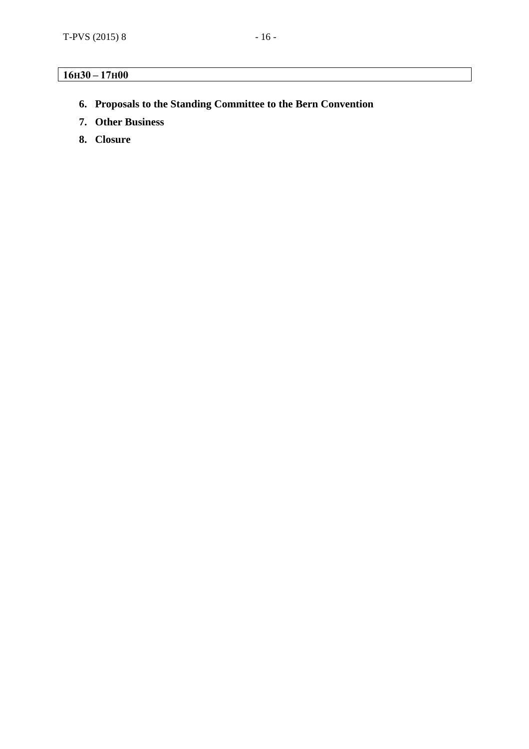**16H30 – 17H00**

6. **Proposals to the Standing Committee to the Bern Convention**
7. **Other Business**
8. **Closure**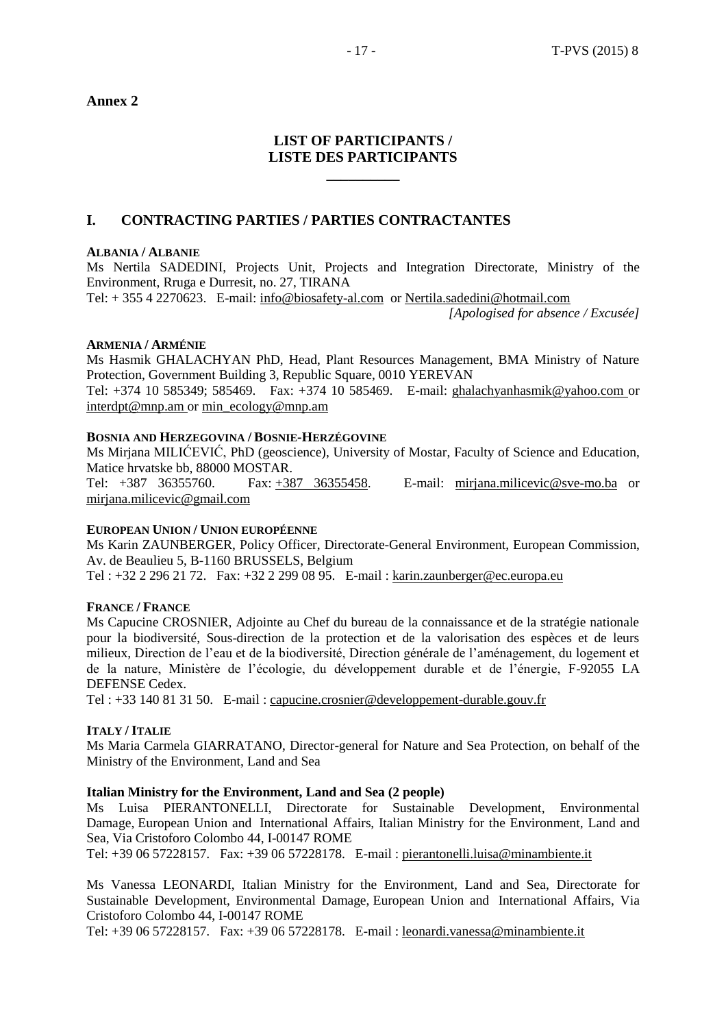**Annex 2**

## LIST OF PARTICIPANTS / LISTE DES PARTICIPANTS

\_\_\_\_\_\_\_\_\_\_

## I. CONTRACTING PARTIES / PARTIES CONTRACTANTES

**ALBANIA / ALBANIE**

Ms Nertila SADEDINI, Projects Unit, Projects and Integration Directorate, Ministry of the Environment, Rruga e Durresit, no. 27, TIRANA
Tel: + 355 4 2270623. E-mail: info@biosafety-al.com or Nertila.sadedini@hotmail.com

*[Apologised for absence / Excusée]*

**ARMENIA / ARMÉNIE**

Ms Hasmik GHALACHYAN PhD, Head, Plant Resources Management, BMA Ministry of Nature Protection, Government Building 3, Republic Square, 0010 YEREVAN
Tel: +374 10 585349; 585469. Fax: +374 10 585469. E-mail: ghalachyanhasmik@yahoo.com or interdpt@mnp.am or min_ecology@mnp.am

**BOSNIA AND HERZEGOVINA / BOSNIE-HERZÉGOVINE**

Ms Mirjana MILIĆEVIĆ, PhD (geoscience), University of Mostar, Faculty of Science and Education, Matice hrvatske bb, 88000 MOSTAR.
Tel: +387 36355760. Fax: +387 36355458. E-mail: mirjana.milicevic@sve-mo.ba or mirjana.milicevic@gmail.com

**EUROPEAN UNION / UNION EUROPÉENNE**

Ms Karin ZAUNBERGER, Policy Officer, Directorate-General Environment, European Commission, Av. de Beaulieu 5, B-1160 BRUSSELS, Belgium
Tel : +32 2 296 21 72. Fax: +32 2 299 08 95. E-mail : karin.zaunberger@ec.europa.eu

**FRANCE / FRANCE**

Ms Capucine CROSNIER, Adjointe au Chef du bureau de la connaissance et de la stratégie nationale pour la biodiversité, Sous-direction de la protection et de la valorisation des espèces et de leurs milieux, Direction de l'eau et de la biodiversité, Direction générale de l'aménagement, du logement et de la nature, Ministère de l'écologie, du développement durable et de l'énergie, F-92055 LA DEFENSE Cedex.
Tel : +33 140 81 31 50. E-mail : capucine.crosnier@developpement-durable.gouv.fr

**ITALY / ITALIE**

Ms Maria Carmela GIARRATANO, Director-general for Nature and Sea Protection, on behalf of the Ministry of the Environment, Land and Sea

**Italian Ministry for the Environment, Land and Sea (2 people)**

Ms Luisa PIERANTONELLI, Directorate for Sustainable Development, Environmental Damage, European Union and International Affairs, Italian Ministry for the Environment, Land and Sea, Via Cristoforo Colombo 44, I-00147 ROME
Tel: +39 06 57228157. Fax: +39 06 57228178. E-mail : pierantonelli.luisa@minambiente.it

Ms Vanessa LEONARDI, Italian Ministry for the Environment, Land and Sea, Directorate for Sustainable Development, Environmental Damage, European Union and International Affairs, Via Cristoforo Colombo 44, I-00147 ROME
Tel: +39 06 57228157. Fax: +39 06 57228178. E-mail : leonardi.vanessa@minambiente.it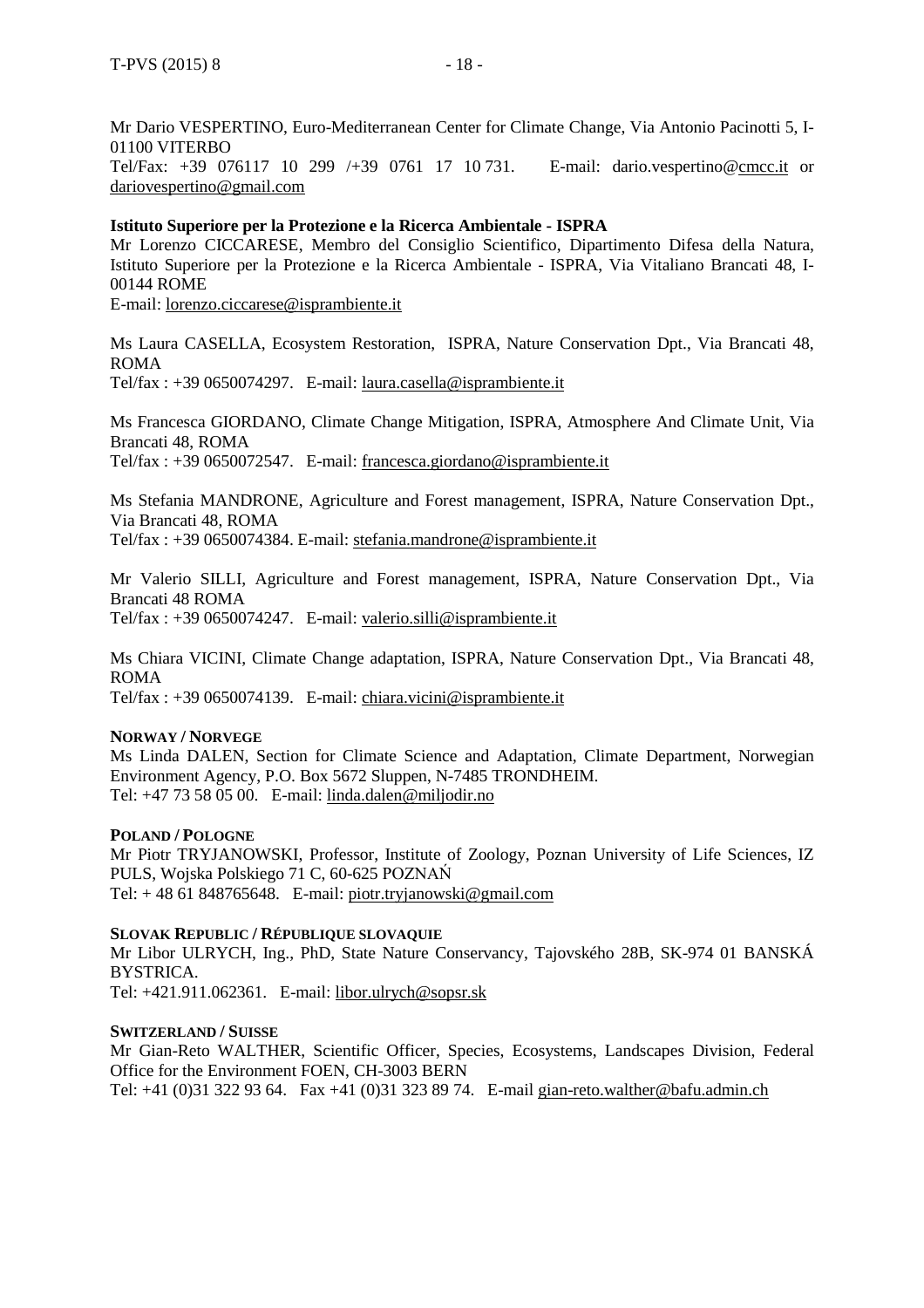Mr Dario VESPERTINO, Euro-Mediterranean Center for Climate Change, Via Antonio Pacinotti 5, I-01100 VITERBO
Tel/Fax: +39 076117 10 299 /+39 0761 17 10 731. E-mail: dario.vespertino@cmcc.it or dariovespertino@gmail.com

**Istituto Superiore per la Protezione e la Ricerca Ambientale - ISPRA**
Mr Lorenzo CICCARESE, Membro del Consiglio Scientifico, Dipartimento Difesa della Natura, Istituto Superiore per la Protezione e la Ricerca Ambientale - ISPRA, Via Vitaliano Brancati 48, I-00144 ROME
E-mail: lorenzo.ciccarese@isprambiente.it

Ms Laura CASELLA, Ecosystem Restoration, ISPRA, Nature Conservation Dpt., Via Brancati 48, ROMA
Tel/fax : +39 0650074297. E-mail: laura.casella@isprambiente.it

Ms Francesca GIORDANO, Climate Change Mitigation, ISPRA, Atmosphere And Climate Unit, Via Brancati 48, ROMA
Tel/fax : +39 0650072547. E-mail: francesca.giordano@isprambiente.it

Ms Stefania MANDRONE, Agriculture and Forest management, ISPRA, Nature Conservation Dpt., Via Brancati 48, ROMA
Tel/fax : +39 0650074384. E-mail: stefania.mandrone@isprambiente.it

Mr Valerio SILLI, Agriculture and Forest management, ISPRA, Nature Conservation Dpt., Via Brancati 48 ROMA
Tel/fax : +39 0650074247. E-mail: valerio.silli@isprambiente.it

Ms Chiara VICINI, Climate Change adaptation, ISPRA, Nature Conservation Dpt., Via Brancati 48, ROMA
Tel/fax : +39 0650074139. E-mail: chiara.vicini@isprambiente.it

**NORWAY / NORVEGE**
Ms Linda DALEN, Section for Climate Science and Adaptation, Climate Department, Norwegian Environment Agency, P.O. Box 5672 Sluppen, N-7485 TRONDHEIM.
Tel: +47 73 58 05 00. E-mail: linda.dalen@miljodir.no

**POLAND / POLOGNE**
Mr Piotr TRYJANOWSKI, Professor, Institute of Zoology, Poznan University of Life Sciences, IZ PULS, Wojska Polskiego 71 C, 60-625 POZNAŃ
Tel: + 48 61 848765648. E-mail: piotr.tryjanowski@gmail.com

**SLOVAK REPUBLIC / RÉPUBLIQUE SLOVAQUIE**
Mr Libor ULRYCH, Ing., PhD, State Nature Conservancy, Tajovského 28B, SK-974 01 BANSKÁ BYSTRICA.
Tel: +421.911.062361. E-mail: libor.ulrych@sopsr.sk

**SWITZERLAND / SUISSE**
Mr Gian-Reto WALTHER, Scientific Officer, Species, Ecosystems, Landscapes Division, Federal Office for the Environment FOEN, CH-3003 BERN
Tel: +41 (0)31 322 93 64. Fax +41 (0)31 323 89 74. E-mail gian-reto.walther@bafu.admin.ch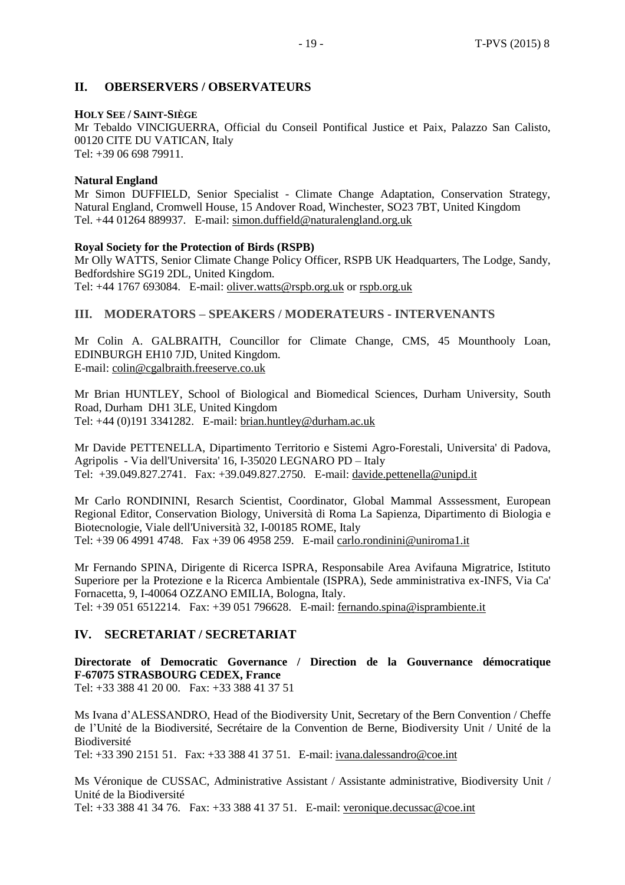## II. OBERSERVERS / OBSERVATEURS

**HOLY SEE / SAINT-SIÈGE**

Mr Tebaldo VINCIGUERRA, Official du Conseil Pontifical Justice et Paix, Palazzo San Calisto, 00120 CITE DU VATICAN, Italy
Tel: +39 06 698 79911.

**Natural England**

Mr Simon DUFFIELD, Senior Specialist - Climate Change Adaptation, Conservation Strategy, Natural England, Cromwell House, 15 Andover Road, Winchester, SO23 7BT, United Kingdom
Tel. +44 01264 889937. E-mail: simon.duffield@naturalengland.org.uk

**Royal Society for the Protection of Birds (RSPB)**

Mr Olly WATTS, Senior Climate Change Policy Officer, RSPB UK Headquarters, The Lodge, Sandy, Bedfordshire SG19 2DL, United Kingdom.
Tel: +44 1767 693084. E-mail: oliver.watts@rspb.org.uk or rspb.org.uk

## III. MODERATORS – SPEAKERS / MODERATEURS - INTERVENANTS

Mr Colin A. GALBRAITH, Councillor for Climate Change, CMS, 45 Mounthooly Loan, EDINBURGH EH10 7JD, United Kingdom.
E-mail: colin@cgalbraith.freeserve.co.uk

Mr Brian HUNTLEY, School of Biological and Biomedical Sciences, Durham University, South Road, Durham DH1 3LE, United Kingdom
Tel: +44 (0)191 3341282. E-mail: brian.huntley@durham.ac.uk

Mr Davide PETTENELLA, Dipartimento Territorio e Sistemi Agro-Forestali, Universita' di Padova, Agripolis - Via dell'Universita' 16, I-35020 LEGNARO PD – Italy
Tel: +39.049.827.2741. Fax: +39.049.827.2750. E-mail: davide.pettenella@unipd.it

Mr Carlo RONDININI, Resarch Scientist, Coordinator, Global Mammal Asssessment, European Regional Editor, Conservation Biology, Università di Roma La Sapienza, Dipartimento di Biologia e Biotecnologie, Viale dell'Università 32, I-00185 ROME, Italy
Tel: +39 06 4991 4748. Fax +39 06 4958 259. E-mail carlo.rondinini@uniroma1.it

Mr Fernando SPINA, Dirigente di Ricerca ISPRA, Responsabile Area Avifauna Migratrice, Istituto Superiore per la Protezione e la Ricerca Ambientale (ISPRA), Sede amministrativa ex-INFS, Via Ca' Fornacetta, 9, I-40064 OZZANO EMILIA, Bologna, Italy.
Tel: +39 051 6512214. Fax: +39 051 796628. E-mail: fernando.spina@isprambiente.it

## IV. SECRETARIAT / SECRETARIAT

**Directorate of Democratic Governance / Direction de la Gouvernance démocratique F-67075 STRASBOURG CEDEX, France**
Tel: +33 388 41 20 00. Fax: +33 388 41 37 51

Ms Ivana d'ALESSANDRO, Head of the Biodiversity Unit, Secretary of the Bern Convention / Cheffe de l'Unité de la Biodiversité, Secrétaire de la Convention de Berne, Biodiversity Unit / Unité de la Biodiversité
Tel: +33 390 2151 51. Fax: +33 388 41 37 51. E-mail: ivana.dalessandro@coe.int

Ms Véronique de CUSSAC, Administrative Assistant / Assistante administrative, Biodiversity Unit / Unité de la Biodiversité
Tel: +33 388 41 34 76. Fax: +33 388 41 37 51. E-mail: veronique.decussac@coe.int